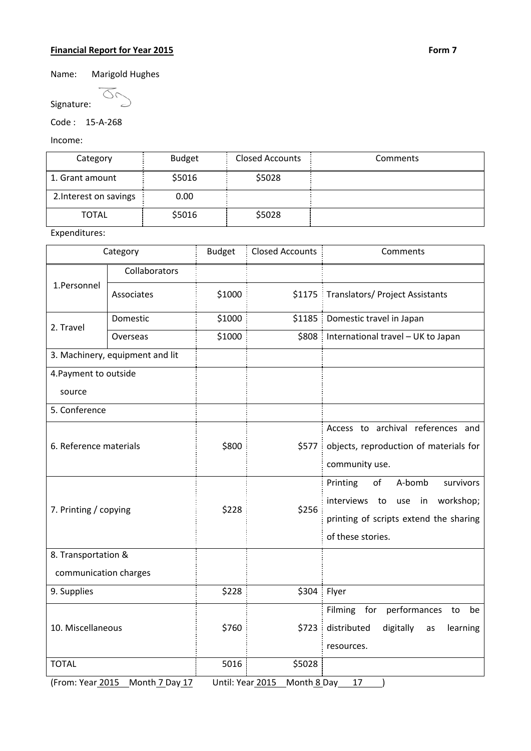**Financial Report for Year 2015** **Form 7**

Name: Marigold Hughes

Signature:

Code : 15-A-268

Income:

| Category | Budget | Closed Accounts | Comments |
|---|---|---|---|
| 1. Grant amount | $5016 | $5028 | |
| 2.Interest on savings | 0.00 | | |
| TOTAL | $5016 | $5028 | |

Expenditures:

| Category | | Budget | Closed Accounts | Comments |
|---|---|---|---|---|
| 1.Personnel | Collaborators | | | |
| | Associates | $1000 | $1175 | Translators/ Project Assistants |
| 2. Travel | Domestic | $1000 | $1185 | Domestic travel in Japan |
| | Overseas | $1000 | $808 | International travel – UK to Japan |
| 3. Machinery, equipment and lit | | | | |
| 4.Payment to outside source | | | | |
| 5. Conference | | | | |
| 6. Reference materials | | $800 | $577 | Access to archival references and objects, reproduction of materials for community use. |
| 7. Printing / copying | | $228 | $256 | Printing of A-bomb survivors interviews to use in workshop; printing of scripts extend the sharing of these stories. |
| 8. Transportation & communication charges | | | | |
| 9. Supplies | | $228 | $304 | Flyer |
| 10. Miscellaneous | | $760 | $723 | Filming for performances to be distributed digitally as learning resources. |
| TOTAL | | 5016 | $5028 | |

(From: Year 2015 Month 7 Day 17 Until: Year 2015 Month 8 Day 17 )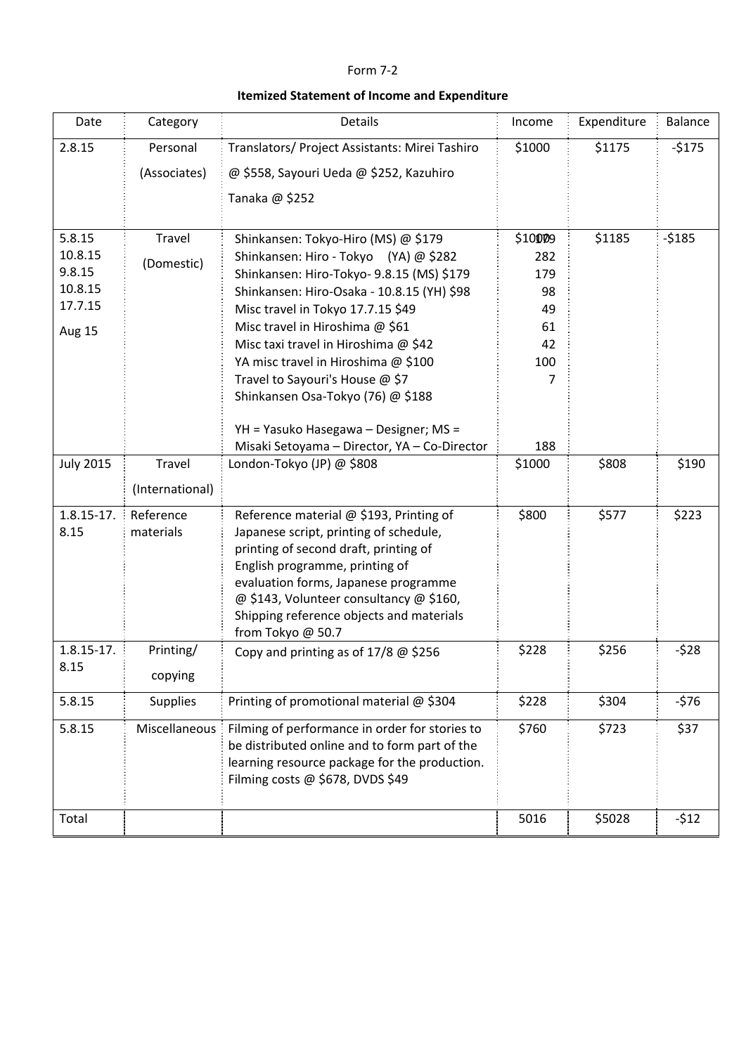Form 7-2

**Itemized Statement of Income and Expenditure**

| Date | Category | Details | Income | Expenditure | Balance |
|---|---|---|---|---|---|
| 2.8.15 | Personal (Associates) | Translators/ Project Assistants: Mirei Tashiro @ $558, Sayouri Ueda @ $252, Kazuhiro Tanaka @ $252 | $1000 | $1175 | -$175 |
| 5.8.15<br>10.8.15<br>9.8.15<br>10.8.15<br>17.7.15<br>Aug 15 | Travel (Domestic) | Shinkansen: Tokyo-Hiro (MS) @ $179<br>Shinkansen: Hiro - Tokyo (YA) @ $282<br>Shinkansen: Hiro-Tokyo- 9.8.15 (MS) $179<br>Shinkansen: Hiro-Osaka - 10.8.15 (YH) $98<br>Misc travel in Tokyo 17.7.15 $49<br>Misc travel in Hiroshima @ $61<br>Misc taxi travel in Hiroshima @ $42<br>YA misc travel in Hiroshima @ $100<br>Travel to Sayouri's House @ $7<br>Shinkansen Osa-Tokyo (76) @ $188<br><br>YH = Yasuko Hasegawa – Designer; MS = Misaki Setoyama – Director, YA – Co-Director | $1000 179<br>282<br>179<br>98<br>49<br>61<br>42<br>100<br>7<br><br><br>188 | $1185 | -$185 |
| July 2015 | Travel (International) | London-Tokyo (JP) @ $808 | $1000 | $808 | $190 |
| 1.8.15-17.8.15 | Reference materials | Reference material @ $193, Printing of Japanese script, printing of schedule, printing of second draft, printing of English programme, printing of evaluation forms, Japanese programme @ $143, Volunteer consultancy @ $160, Shipping reference objects and materials from Tokyo @ 50.7 | $800 | $577 | $223 |
| 1.8.15-17.8.15 | Printing/ copying | Copy and printing as of 17/8 @ $256 | $228 | $256 | -$28 |
| 5.8.15 | Supplies | Printing of promotional material @ $304 | $228 | $304 | -$76 |
| 5.8.15 | Miscellaneous | Filming of performance in order for stories to be distributed online and to form part of the learning resource package for the production. Filming costs @ $678, DVDS $49 | $760 | $723 | $37 |
| Total | | | 5016 | $5028 | -$12 |